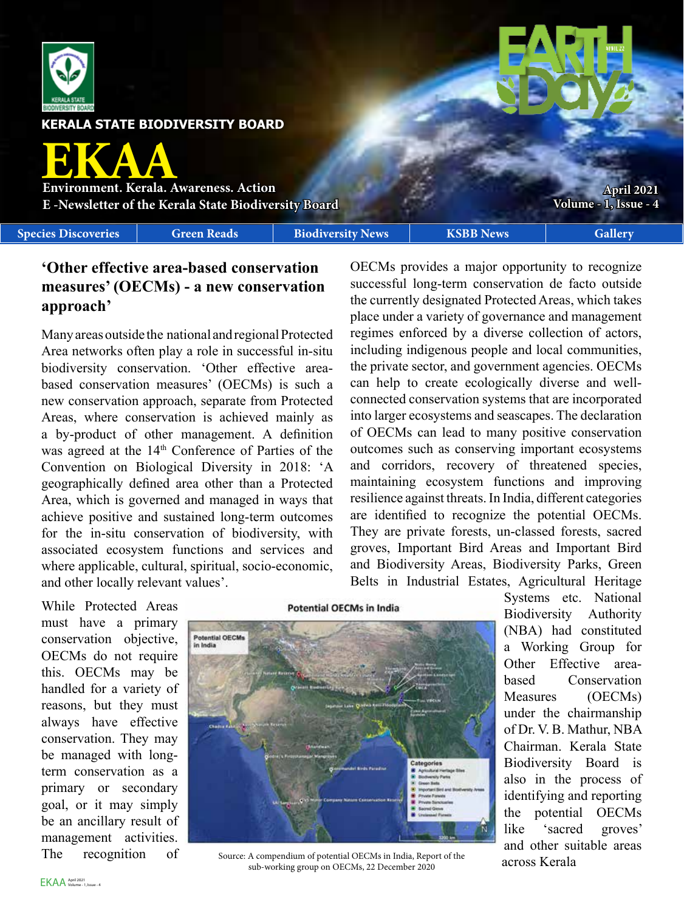KERALA STATE BIODIVERSITY BOARD

# EKAA

**Environment. Kerala. Awareness. Action**
**E -Newsletter of the Kerala State Biodiversity Board**

**April 2021**
**Volume - 1, Issue - 4**

Species Discoveries | Green Reads | Biodiversity News | KSBB News | Gallery

## 'Other effective area-based conservation measures' (OECMs) - a new conservation approach'

Many areas outside the national and regional Protected Area networks often play a role in successful in-situ biodiversity conservation. 'Other effective area-based conservation measures' (OECMs) is such a new conservation approach, separate from Protected Areas, where conservation is achieved mainly as a by-product of other management. A definition was agreed at the 14th Conference of Parties of the Convention on Biological Diversity in 2018: 'A geographically defined area other than a Protected Area, which is governed and managed in ways that achieve positive and sustained long-term outcomes for the in-situ conservation of biodiversity, with associated ecosystem functions and services and where applicable, cultural, spiritual, socio-economic, and other locally relevant values'.

While Protected Areas must have a primary conservation objective, OECMs do not require this. OECMs may be handled for a variety of reasons, but they must always have effective conservation. They may be managed with long-term conservation as a primary or secondary goal, or it may simply be an ancillary result of management activities. The recognition of OECMs provides a major opportunity to recognize successful long-term conservation de facto outside the currently designated Protected Areas, which takes place under a variety of governance and management regimes enforced by a diverse collection of actors, including indigenous people and local communities, the private sector, and government agencies. OECMs can help to create ecologically diverse and well-connected conservation systems that are incorporated into larger ecosystems and seascapes. The declaration of OECMs can lead to many positive conservation outcomes such as conserving important ecosystems and corridors, recovery of threatened species, maintaining ecosystem functions and improving resilience against threats. In India, different categories are identified to recognize the potential OECMs. They are private forests, un-classed forests, sacred groves, Important Bird Areas and Important Bird and Biodiversity Areas, Biodiversity Parks, Green Belts in Industrial Estates, Agricultural Heritage Systems etc. National Biodiversity Authority (NBA) had constituted a Working Group for Other Effective area-based Conservation Measures (OECMs) under the chairmanship of Dr. V. B. Mathur, NBA Chairman. Kerala State Biodiversity Board is also in the process of identifying and reporting the potential OECMs like 'sacred groves' and other suitable areas across Kerala

Potential OECMs in India

Source: A compendium of potential OECMs in India, Report of the sub-working group on OECMs, 22 December 2020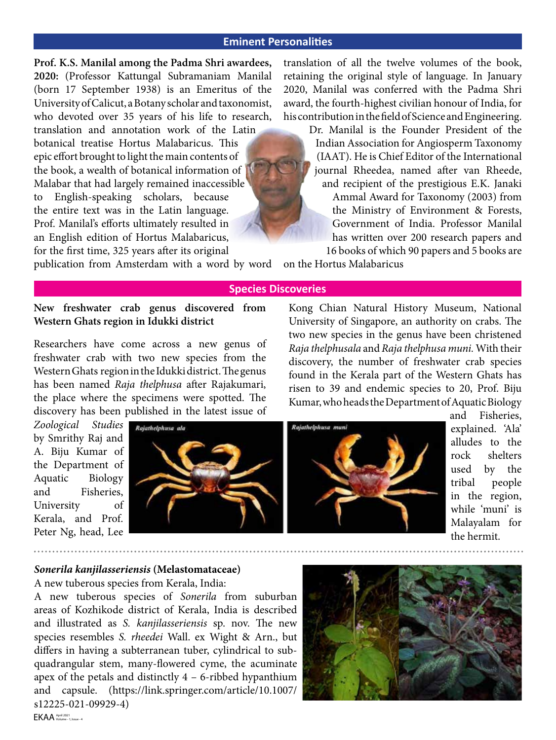## Eminent Personalities

**Prof. K.S. Manilal among the Padma Shri awardees, 2020:** (Professor Kattungal Subramaniam Manilal (born 17 September 1938) is an Emeritus of the University of Calicut, a Botany scholar and taxonomist, who devoted over 35 years of his life to research, translation and annotation work of the Latin botanical treatise Hortus Malabaricus. This epic effort brought to light the main contents of the book, a wealth of botanical information of Malabar that had largely remained inaccessible to English-speaking scholars, because the entire text was in the Latin language. Prof. Manilal's efforts ultimately resulted in an English edition of Hortus Malabaricus, for the first time, 325 years after its original publication from Amsterdam with a word by word translation of all the twelve volumes of the book, retaining the original style of language. In January 2020, Manilal was conferred with the Padma Shri award, the fourth-highest civilian honour of India, for his contribution in the field of Science and Engineering.

Dr. Manilal is the Founder President of the Indian Association for Angiosperm Taxonomy (IAAT). He is Chief Editor of the International journal Rheedea, named after van Rheede, and recipient of the prestigious E.K. Janaki Ammal Award for Taxonomy (2003) from the Ministry of Environment & Forests, Government of India. Professor Manilal has written over 200 research papers and 16 books of which 90 papers and 5 books are on the Hortus Malabaricus

## Species Discoveries

**New freshwater crab genus discovered from Western Ghats region in Idukki district**

Researchers have come across a new genus of freshwater crab with two new species from the Western Ghats region in the Idukki district. The genus has been named *Raja thelphusa* after Rajakumari, the place where the specimens were spotted. The discovery has been published in the latest issue of *Zoological Studies* by Smrithy Raj and A. Biju Kumar of the Department of Aquatic Biology and Fisheries, University of Kerala, and Prof. Peter Ng, head, Lee Kong Chian Natural History Museum, National University of Singapore, an authority on crabs. The two new species in the genus have been christened *Raja thelphusala* and *Raja thelphusa muni.* With their discovery, the number of freshwater crab species found in the Kerala part of the Western Ghats has risen to 39 and endemic species to 20, Prof. Biju Kumar, who heads the Department of Aquatic Biology and Fisheries, explained. 'Ala' alludes to the rock shelters used by the tribal people in the region, while 'muni' is Malayalam for the hermit.

*Rajathelphusa ala*

*Rajathelphusa muni*

***Sonerila kanjilasseriensis* (Melastomataceae)**

A new tuberous species from Kerala, India:

A new tuberous species of *Sonerila* from suburban areas of Kozhikode district of Kerala, India is described and illustrated as *S. kanjilasseriensis* sp. nov. The new species resembles *S. rheedei* Wall. ex Wight & Arn., but differs in having a subterranean tuber, cylindrical to sub-quadrangular stem, many-flowered cyme, the acuminate apex of the petals and distinctly 4 – 6-ribbed hypanthium and capsule. (https://link.springer.com/article/10.1007/s12225-021-09929-4)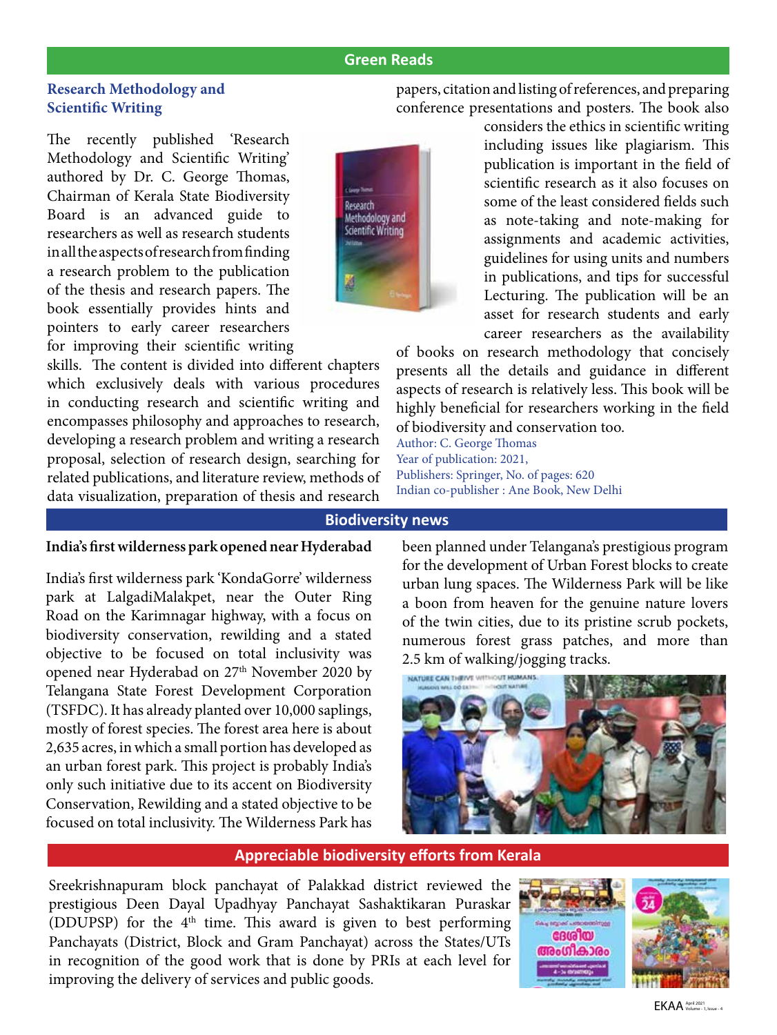## Green Reads

### Research Methodology and Scientific Writing

The recently published 'Research Methodology and Scientific Writing' authored by Dr. C. George Thomas, Chairman of Kerala State Biodiversity Board is an advanced guide to researchers as well as research students in all the aspects of research from finding a research problem to the publication of the thesis and research papers. The book essentially provides hints and pointers to early career researchers for improving their scientific writing skills. The content is divided into different chapters which exclusively deals with various procedures in conducting research and scientific writing and encompasses philosophy and approaches to research, developing a research problem and writing a research proposal, selection of research design, searching for related publications, and literature review, methods of data visualization, preparation of thesis and research papers, citation and listing of references, and preparing conference presentations and posters. The book also considers the ethics in scientific writing including issues like plagiarism. This publication is important in the field of scientific research as it also focuses on some of the least considered fields such as note-taking and note-making for assignments and academic activities, guidelines for using units and numbers in publications, and tips for successful Lecturing. The publication will be an asset for research students and early career researchers as the availability of books on research methodology that concisely presents all the details and guidance in different aspects of research is relatively less. This book will be highly beneficial for researchers working in the field of biodiversity and conservation too.

Author: C. George Thomas
Year of publication: 2021,
Publishers: Springer, No. of pages: 620
Indian co-publisher : Ane Book, New Delhi

## Biodiversity news

**India's first wilderness park opened near Hyderabad**

India's first wilderness park 'KondaGorre' wilderness park at LalgadiMalakpet, near the Outer Ring Road on the Karimnagar highway, with a focus on biodiversity conservation, rewilding and a stated objective to be focused on total inclusivity was opened near Hyderabad on 27th November 2020 by Telangana State Forest Development Corporation (TSFDC). It has already planted over 10,000 saplings, mostly of forest species. The forest area here is about 2,635 acres, in which a small portion has developed as an urban forest park. This project is probably India's only such initiative due to its accent on Biodiversity Conservation, Rewilding and a stated objective to be focused on total inclusivity. The Wilderness Park has been planned under Telangana's prestigious program for the development of Urban Forest blocks to create urban lung spaces. The Wilderness Park will be like a boon from heaven for the genuine nature lovers of the twin cities, due to its pristine scrub pockets, numerous forest grass patches, and more than 2.5 km of walking/jogging tracks.

## Appreciable biodiversity efforts from Kerala

Sreekrishnapuram block panchayat of Palakkad district reviewed the prestigious Deen Dayal Upadhyay Panchayat Sashaktikaran Puraskar (DDUPSP) for the 4th time. This award is given to best performing Panchayats (District, Block and Gram Panchayat) across the States/UTs in recognition of the good work that is done by PRIs at each level for improving the delivery of services and public goods.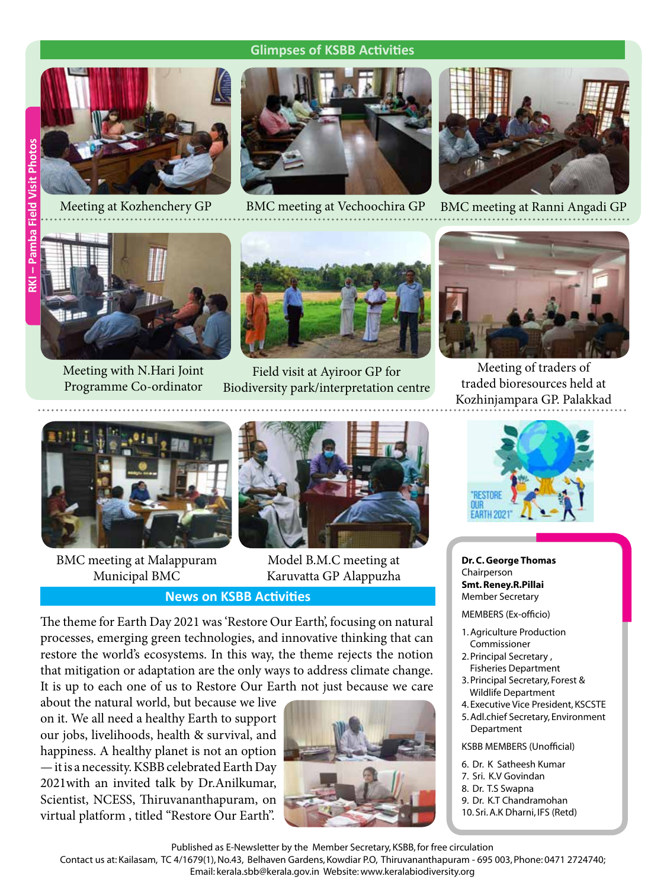## Glimpses of KSBB Activities

RKI – Pamba Field Visit Photos

Meeting at Kozhenchery GP

BMC meeting at Vechoochira GP

BMC meeting at Ranni Angadi GP

Meeting with N.Hari Joint Programme Co-ordinator

Field visit at Ayiroor GP for Biodiversity park/interpretation centre

Meeting of traders of traded bioresources held at Kozhinjampara GP. Palakkad

BMC meeting at Malappuram Municipal BMC

Model B.M.C meeting at Karuvatta GP Alappuzha

"RESTORE OUR EARTH 2021"

## News on KSBB Activities

The theme for Earth Day 2021 was 'Restore Our Earth', focusing on natural processes, emerging green technologies, and innovative thinking that can restore the world's ecosystems. In this way, the theme rejects the notion that mitigation or adaptation are the only ways to address climate change. It is up to each one of us to Restore Our Earth not just because we care about the natural world, but because we live on it. We all need a healthy Earth to support our jobs, livelihoods, health & survival, and happiness. A healthy planet is not an option — it is a necessity. KSBB celebrated Earth Day 2021with an invited talk by Dr.Anilkumar, Scientist, NCESS, Thiruvananthapuram, on virtual platform , titled "Restore Our Earth".

**Dr. C. George Thomas**
Chairperson
**Smt. Reney.R.Pillai**
Member Secretary

MEMBERS (Ex-officio)

1. Agriculture Production Commissioner
2. Principal Secretary , Fisheries Department
3. Principal Secretary, Forest & Wildlife Department
4. Executive Vice President, KSCSTE
5. Adl.chief Secretary, Environment Department

KSBB MEMBERS (Unofficial)

6. Dr. K Satheesh Kumar
7. Sri. K.V Govindan
8. Dr. T.S Swapna
9. Dr. K.T Chandramohan
10. Sri. A.K Dharni, IFS (Retd)

Published as E-Newsletter by the Member Secretary, KSBB, for free circulation
Contact us at: Kailasam, TC 4/1679(1), No.43, Belhaven Gardens, Kowdiar P.O, Thiruvananthapuram - 695 003, Phone: 0471 2724740;
Email: kerala.sbb@kerala.gov.in Website: www.keralabiodiversity.org